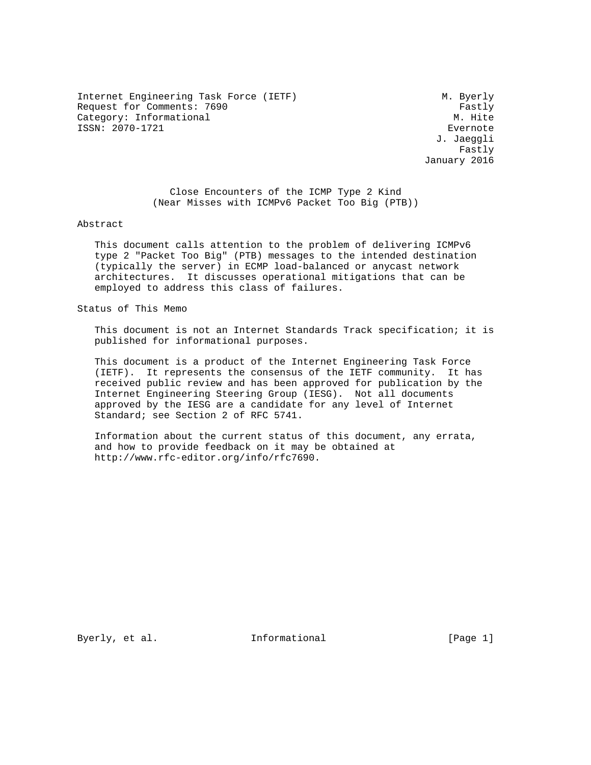Internet Engineering Task Force (IETF)  
Request for Comments: 7690  
Category: Informational  
ISSN: 2070-1721

M. Byerly  
Fastly  
M. Hite  
Evernote  
J. Jaeggli  
Fastly  
January 2016

# Close Encounters of the ICMP Type 2 Kind (Near Misses with ICMPv6 Packet Too Big (PTB))

## Abstract

This document calls attention to the problem of delivering ICMPv6 type 2 "Packet Too Big" (PTB) messages to the intended destination (typically the server) in ECMP load-balanced or anycast network architectures. It discusses operational mitigations that can be employed to address this class of failures.

## Status of This Memo

This document is not an Internet Standards Track specification; it is published for informational purposes.

This document is a product of the Internet Engineering Task Force (IETF). It represents the consensus of the IETF community. It has received public review and has been approved for publication by the Internet Engineering Steering Group (IESG). Not all documents approved by the IESG are a candidate for any level of Internet Standard; see Section 2 of RFC 5741.

Information about the current status of this document, any errata, and how to provide feedback on it may be obtained at http://www.rfc-editor.org/info/rfc7690.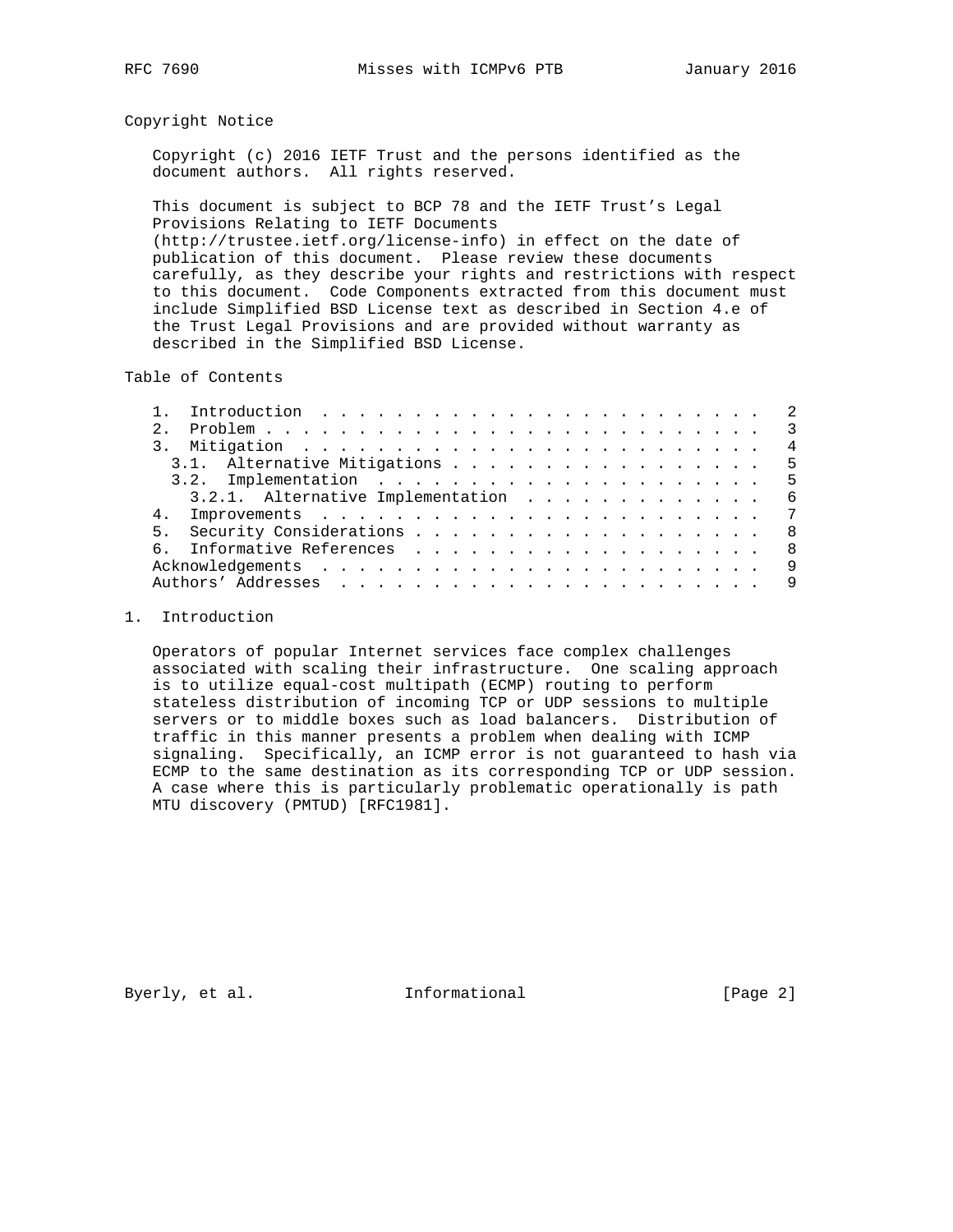## Copyright Notice

Copyright (c) 2016 IETF Trust and the persons identified as the document authors. All rights reserved.

This document is subject to BCP 78 and the IETF Trust's Legal Provisions Relating to IETF Documents (http://trustee.ietf.org/license-info) in effect on the date of publication of this document. Please review these documents carefully, as they describe your rights and restrictions with respect to this document. Code Components extracted from this document must include Simplified BSD License text as described in Section 4.e of the Trust Legal Provisions and are provided without warranty as described in the Simplified BSD License.

## Table of Contents

```
   1.  Introduction . . . . . . . . . . . . . . . . . . . . . . . .   2
   2.  Problem  . . . . . . . . . . . . . . . . . . . . . . . . . .   3
   3.  Mitigation . . . . . . . . . . . . . . . . . . . . . . . . .   4
     3.1.  Alternative Mitigations  . . . . . . . . . . . . . . . .   5
     3.2.  Implementation . . . . . . . . . . . . . . . . . . . . .   5
       3.2.1.  Alternative Implementation . . . . . . . . . . . . .   6
   4.  Improvements . . . . . . . . . . . . . . . . . . . . . . . .   7
   5.  Security Considerations  . . . . . . . . . . . . . . . . . .   8
   6.  Informative References . . . . . . . . . . . . . . . . . . .   8
   Acknowledgements . . . . . . . . . . . . . . . . . . . . . . . .   9
   Authors' Addresses . . . . . . . . . . . . . . . . . . . . . . .   9
```

## 1. Introduction

Operators of popular Internet services face complex challenges associated with scaling their infrastructure. One scaling approach is to utilize equal-cost multipath (ECMP) routing to perform stateless distribution of incoming TCP or UDP sessions to multiple servers or to middle boxes such as load balancers. Distribution of traffic in this manner presents a problem when dealing with ICMP signaling. Specifically, an ICMP error is not guaranteed to hash via ECMP to the same destination as its corresponding TCP or UDP session. A case where this is particularly problematic operationally is path MTU discovery (PMTUD) [RFC1981].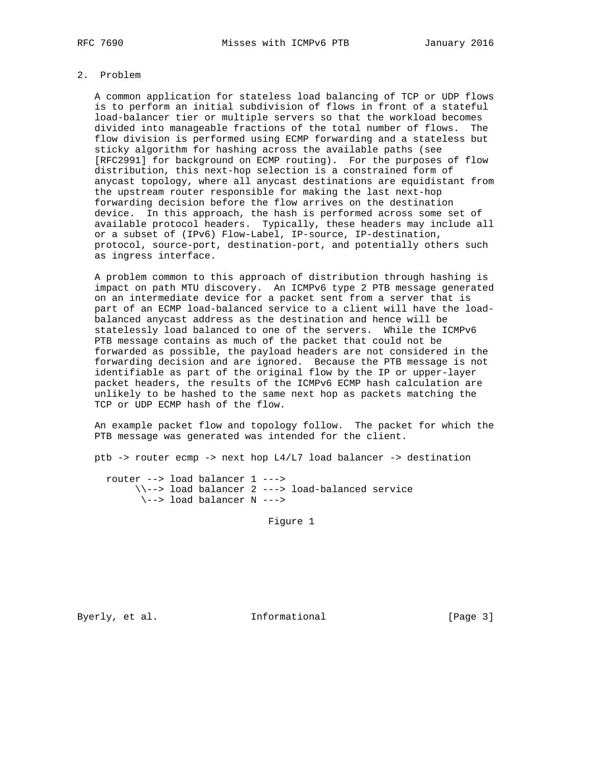## 2. Problem

A common application for stateless load balancing of TCP or UDP flows is to perform an initial subdivision of flows in front of a stateful load-balancer tier or multiple servers so that the workload becomes divided into manageable fractions of the total number of flows. The flow division is performed using ECMP forwarding and a stateless but sticky algorithm for hashing across the available paths (see [RFC2991] for background on ECMP routing). For the purposes of flow distribution, this next-hop selection is a constrained form of anycast topology, where all anycast destinations are equidistant from the upstream router responsible for making the last next-hop forwarding decision before the flow arrives on the destination device. In this approach, the hash is performed across some set of available protocol headers. Typically, these headers may include all or a subset of (IPv6) Flow-Label, IP-source, IP-destination, protocol, source-port, destination-port, and potentially others such as ingress interface.

A problem common to this approach of distribution through hashing is impact on path MTU discovery. An ICMPv6 type 2 PTB message generated on an intermediate device for a packet sent from a server that is part of an ECMP load-balanced service to a client will have the load-balanced anycast address as the destination and hence will be statelessly load balanced to one of the servers. While the ICMPv6 PTB message contains as much of the packet that could not be forwarded as possible, the payload headers are not considered in the forwarding decision and are ignored. Because the PTB message is not identifiable as part of the original flow by the IP or upper-layer packet headers, the results of the ICMPv6 ECMP hash calculation are unlikely to be hashed to the same next hop as packets matching the TCP or UDP ECMP hash of the flow.

An example packet flow and topology follow. The packet for which the PTB message was generated was intended for the client.

```
ptb -> router ecmp -> next hop L4/L7 load balancer -> destination

  router --> load balancer 1 --->
       \\--> load balancer 2 ---> load-balanced service
        \--> load balancer N --->
```

Figure 1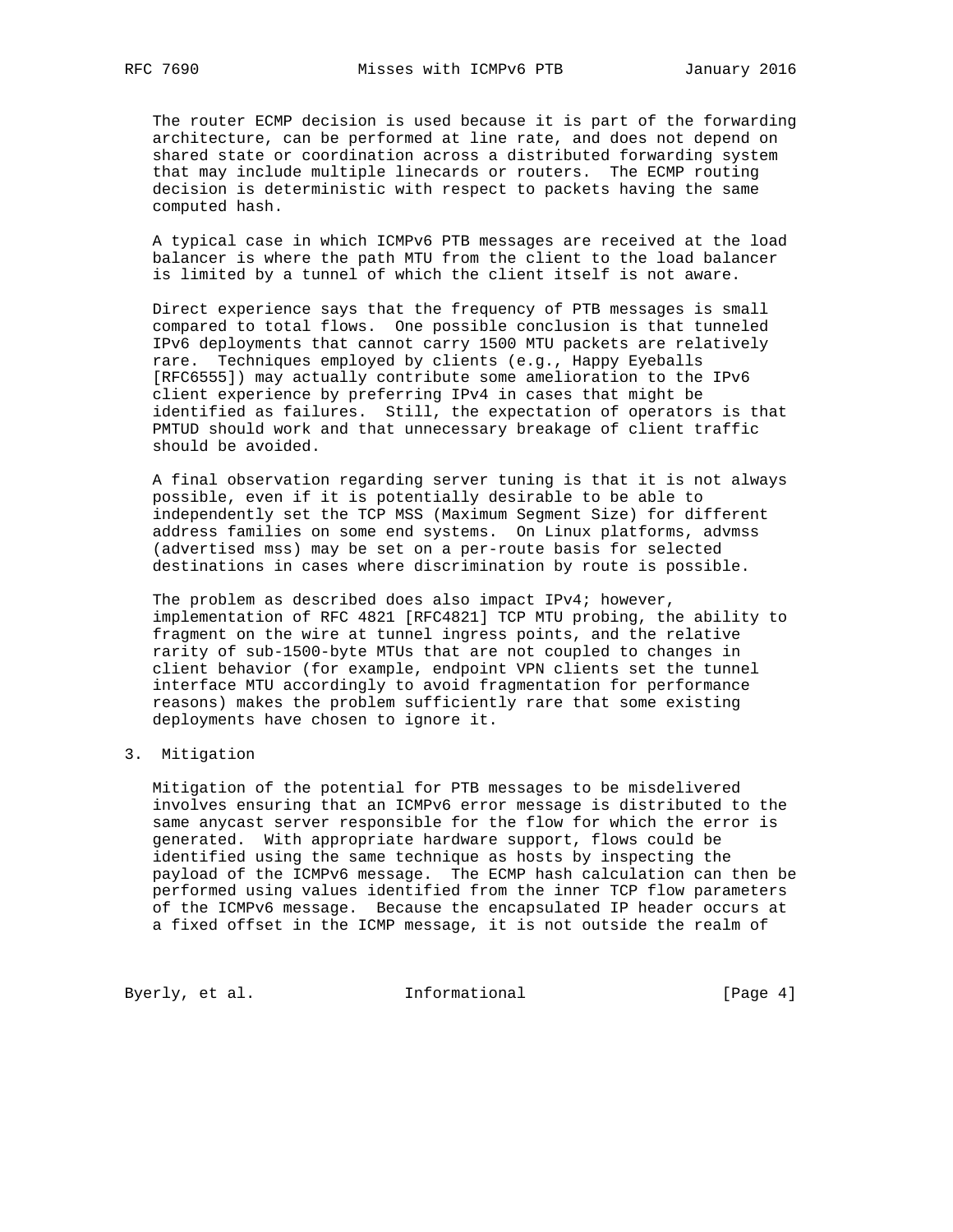The router ECMP decision is used because it is part of the forwarding architecture, can be performed at line rate, and does not depend on shared state or coordination across a distributed forwarding system that may include multiple linecards or routers. The ECMP routing decision is deterministic with respect to packets having the same computed hash.

A typical case in which ICMPv6 PTB messages are received at the load balancer is where the path MTU from the client to the load balancer is limited by a tunnel of which the client itself is not aware.

Direct experience says that the frequency of PTB messages is small compared to total flows. One possible conclusion is that tunneled IPv6 deployments that cannot carry 1500 MTU packets are relatively rare. Techniques employed by clients (e.g., Happy Eyeballs [RFC6555]) may actually contribute some amelioration to the IPv6 client experience by preferring IPv4 in cases that might be identified as failures. Still, the expectation of operators is that PMTUD should work and that unnecessary breakage of client traffic should be avoided.

A final observation regarding server tuning is that it is not always possible, even if it is potentially desirable to be able to independently set the TCP MSS (Maximum Segment Size) for different address families on some end systems. On Linux platforms, advmss (advertised mss) may be set on a per-route basis for selected destinations in cases where discrimination by route is possible.

The problem as described does also impact IPv4; however, implementation of RFC 4821 [RFC4821] TCP MTU probing, the ability to fragment on the wire at tunnel ingress points, and the relative rarity of sub-1500-byte MTUs that are not coupled to changes in client behavior (for example, endpoint VPN clients set the tunnel interface MTU accordingly to avoid fragmentation for performance reasons) makes the problem sufficiently rare that some existing deployments have chosen to ignore it.

## 3. Mitigation

Mitigation of the potential for PTB messages to be misdelivered involves ensuring that an ICMPv6 error message is distributed to the same anycast server responsible for the flow for which the error is generated. With appropriate hardware support, flows could be identified using the same technique as hosts by inspecting the payload of the ICMPv6 message. The ECMP hash calculation can then be performed using values identified from the inner TCP flow parameters of the ICMPv6 message. Because the encapsulated IP header occurs at a fixed offset in the ICMP message, it is not outside the realm of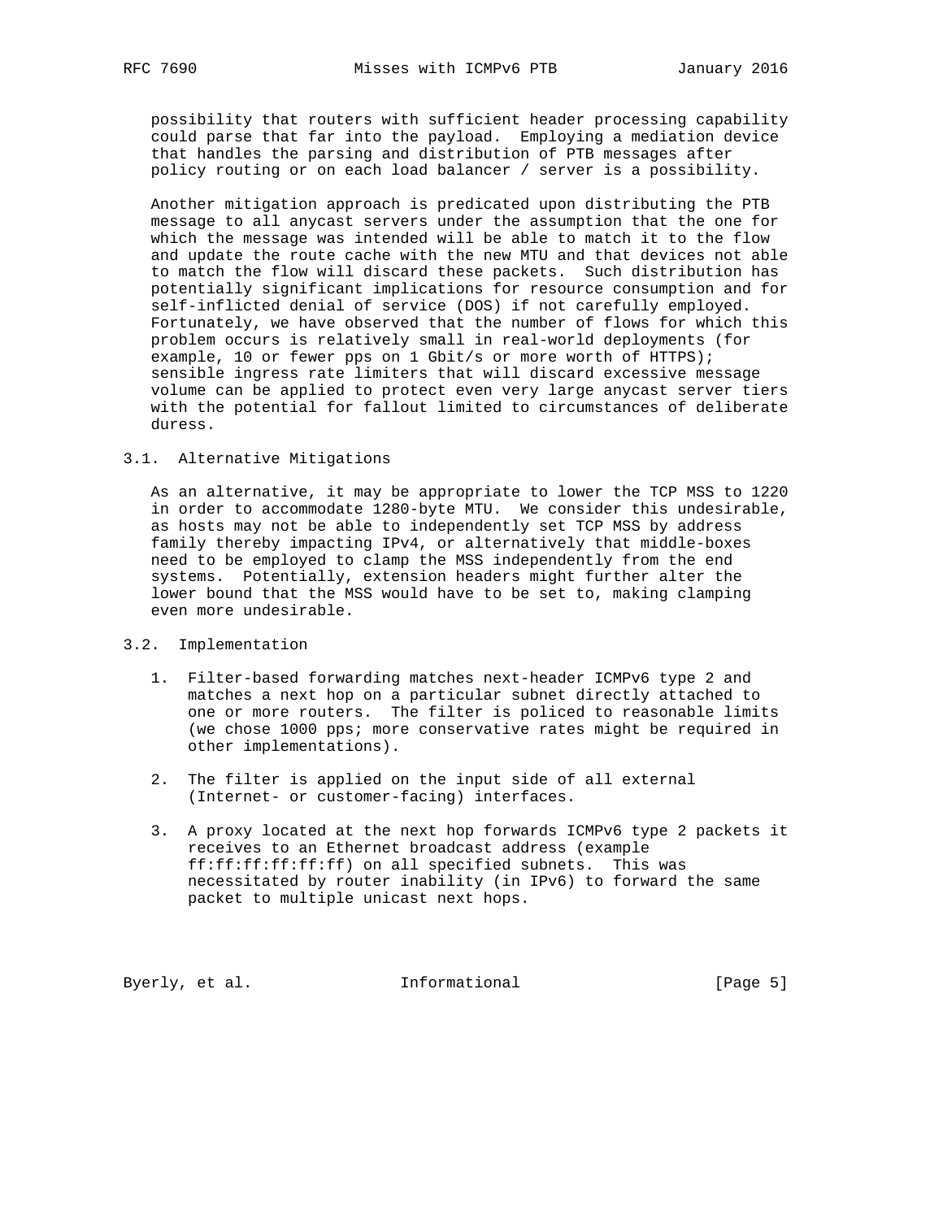possibility that routers with sufficient header processing capability could parse that far into the payload. Employing a mediation device that handles the parsing and distribution of PTB messages after policy routing or on each load balancer / server is a possibility.

Another mitigation approach is predicated upon distributing the PTB message to all anycast servers under the assumption that the one for which the message was intended will be able to match it to the flow and update the route cache with the new MTU and that devices not able to match the flow will discard these packets. Such distribution has potentially significant implications for resource consumption and for self-inflicted denial of service (DOS) if not carefully employed. Fortunately, we have observed that the number of flows for which this problem occurs is relatively small in real-world deployments (for example, 10 or fewer pps on 1 Gbit/s or more worth of HTTPS); sensible ingress rate limiters that will discard excessive message volume can be applied to protect even very large anycast server tiers with the potential for fallout limited to circumstances of deliberate duress.

### 3.1. Alternative Mitigations

As an alternative, it may be appropriate to lower the TCP MSS to 1220 in order to accommodate 1280-byte MTU. We consider this undesirable, as hosts may not be able to independently set TCP MSS by address family thereby impacting IPv4, or alternatively that middle-boxes need to be employed to clamp the MSS independently from the end systems. Potentially, extension headers might further alter the lower bound that the MSS would have to be set to, making clamping even more undesirable.

### 3.2. Implementation

1. Filter-based forwarding matches next-header ICMPv6 type 2 and matches a next hop on a particular subnet directly attached to one or more routers. The filter is policed to reasonable limits (we chose 1000 pps; more conservative rates might be required in other implementations).

2. The filter is applied on the input side of all external (Internet- or customer-facing) interfaces.

3. A proxy located at the next hop forwards ICMPv6 type 2 packets it receives to an Ethernet broadcast address (example ff:ff:ff:ff:ff:ff) on all specified subnets. This was necessitated by router inability (in IPv6) to forward the same packet to multiple unicast next hops.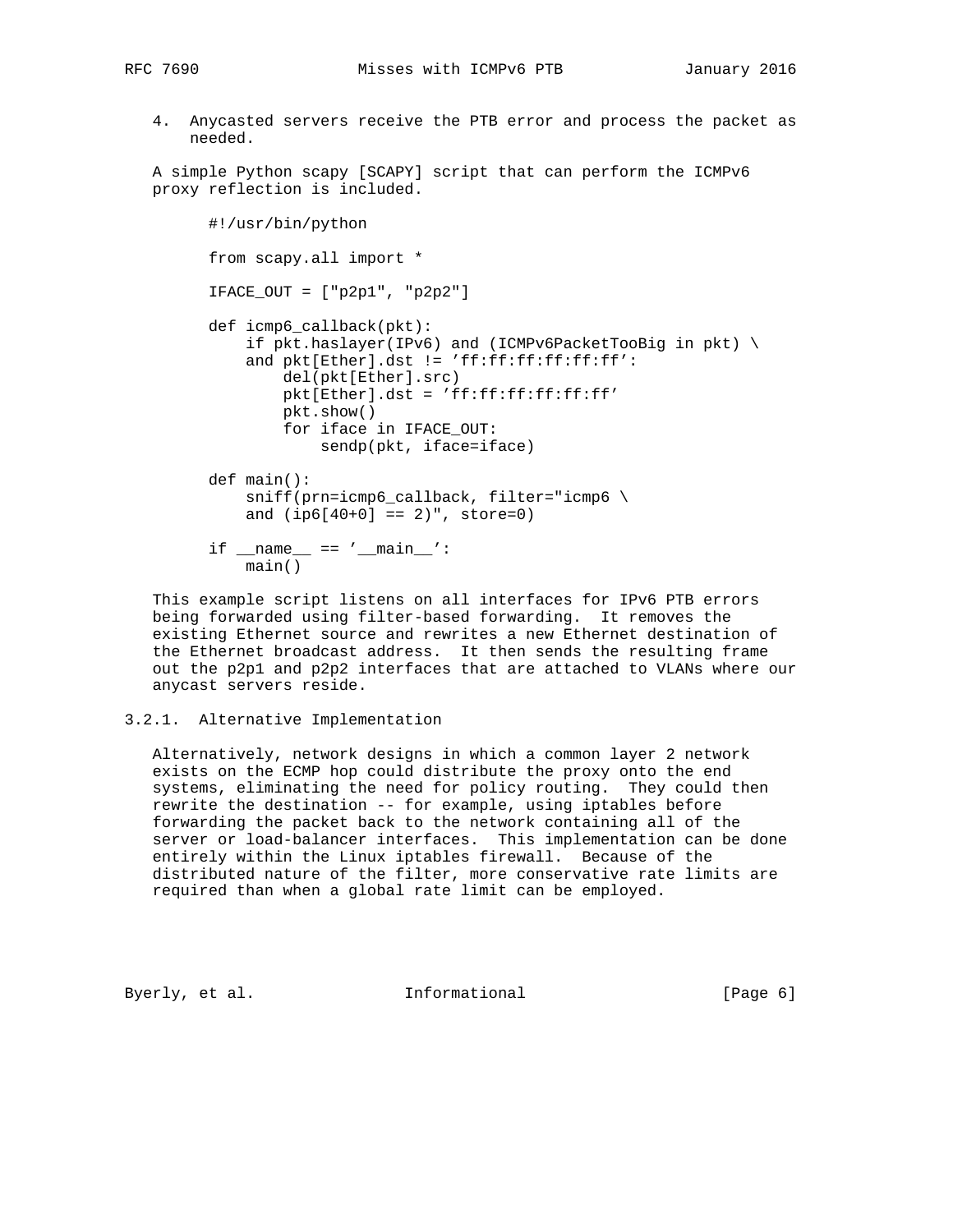4. Anycasted servers receive the PTB error and process the packet as needed.

A simple Python scapy [SCAPY] script that can perform the ICMPv6 proxy reflection is included.

```
#!/usr/bin/python

from scapy.all import *

IFACE_OUT = ["p2p1", "p2p2"]

def icmp6_callback(pkt):
    if pkt.haslayer(IPv6) and (ICMPv6PacketTooBig in pkt) \
    and pkt[Ether].dst != 'ff:ff:ff:ff:ff:ff':
        del(pkt[Ether].src)
        pkt[Ether].dst = 'ff:ff:ff:ff:ff:ff'
        pkt.show()
        for iface in IFACE_OUT:
            sendp(pkt, iface=iface)

def main():
    sniff(prn=icmp6_callback, filter="icmp6 \
    and (ip6[40+0] == 2)", store=0)

if __name__ == '__main__':
    main()
```

This example script listens on all interfaces for IPv6 PTB errors being forwarded using filter-based forwarding. It removes the existing Ethernet source and rewrites a new Ethernet destination of the Ethernet broadcast address. It then sends the resulting frame out the p2p1 and p2p2 interfaces that are attached to VLANs where our anycast servers reside.

### 3.2.1. Alternative Implementation

Alternatively, network designs in which a common layer 2 network exists on the ECMP hop could distribute the proxy onto the end systems, eliminating the need for policy routing. They could then rewrite the destination -- for example, using iptables before forwarding the packet back to the network containing all of the server or load-balancer interfaces. This implementation can be done entirely within the Linux iptables firewall. Because of the distributed nature of the filter, more conservative rate limits are required than when a global rate limit can be employed.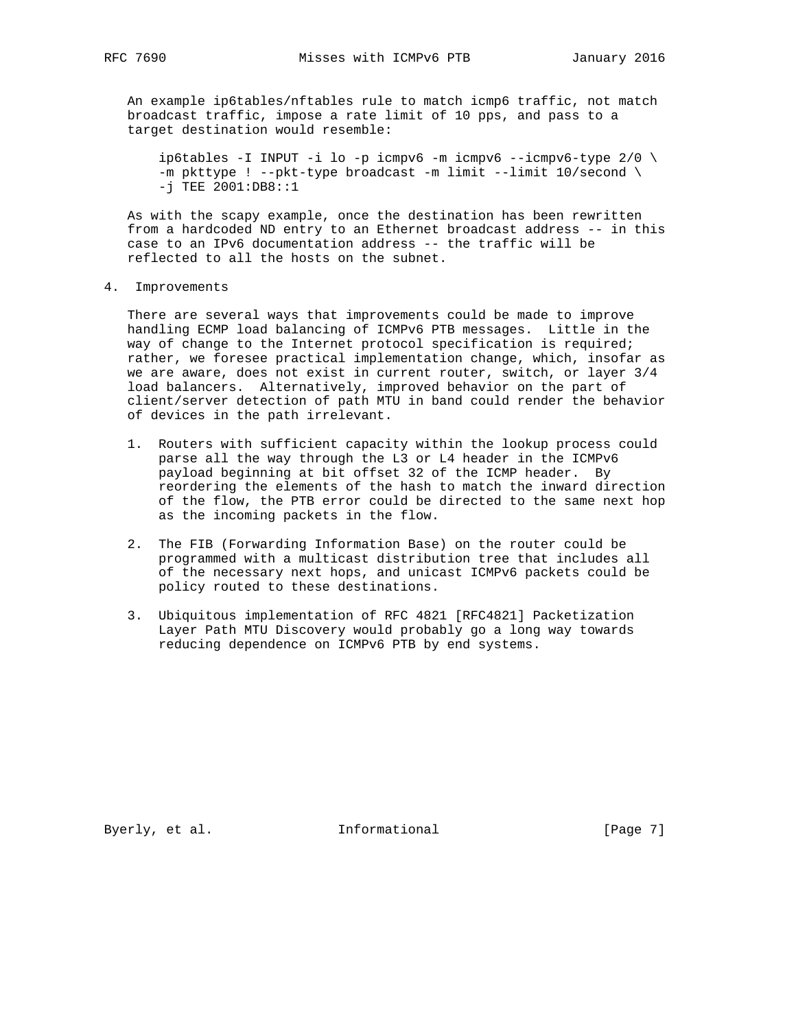An example ip6tables/nftables rule to match icmp6 traffic, not match broadcast traffic, impose a rate limit of 10 pps, and pass to a target destination would resemble:

```
ip6tables -I INPUT -i lo -p icmpv6 -m icmpv6 --icmpv6-type 2/0 \
-m pkttype ! --pkt-type broadcast -m limit --limit 10/second \
-j TEE 2001:DB8::1
```

As with the scapy example, once the destination has been rewritten from a hardcoded ND entry to an Ethernet broadcast address -- in this case to an IPv6 documentation address -- the traffic will be reflected to all the hosts on the subnet.

## 4. Improvements

There are several ways that improvements could be made to improve handling ECMP load balancing of ICMPv6 PTB messages. Little in the way of change to the Internet protocol specification is required; rather, we foresee practical implementation change, which, insofar as we are aware, does not exist in current router, switch, or layer 3/4 load balancers. Alternatively, improved behavior on the part of client/server detection of path MTU in band could render the behavior of devices in the path irrelevant.

1. Routers with sufficient capacity within the lookup process could parse all the way through the L3 or L4 header in the ICMPv6 payload beginning at bit offset 32 of the ICMP header. By reordering the elements of the hash to match the inward direction of the flow, the PTB error could be directed to the same next hop as the incoming packets in the flow.

2. The FIB (Forwarding Information Base) on the router could be programmed with a multicast distribution tree that includes all of the necessary next hops, and unicast ICMPv6 packets could be policy routed to these destinations.

3. Ubiquitous implementation of RFC 4821 [RFC4821] Packetization Layer Path MTU Discovery would probably go a long way towards reducing dependence on ICMPv6 PTB by end systems.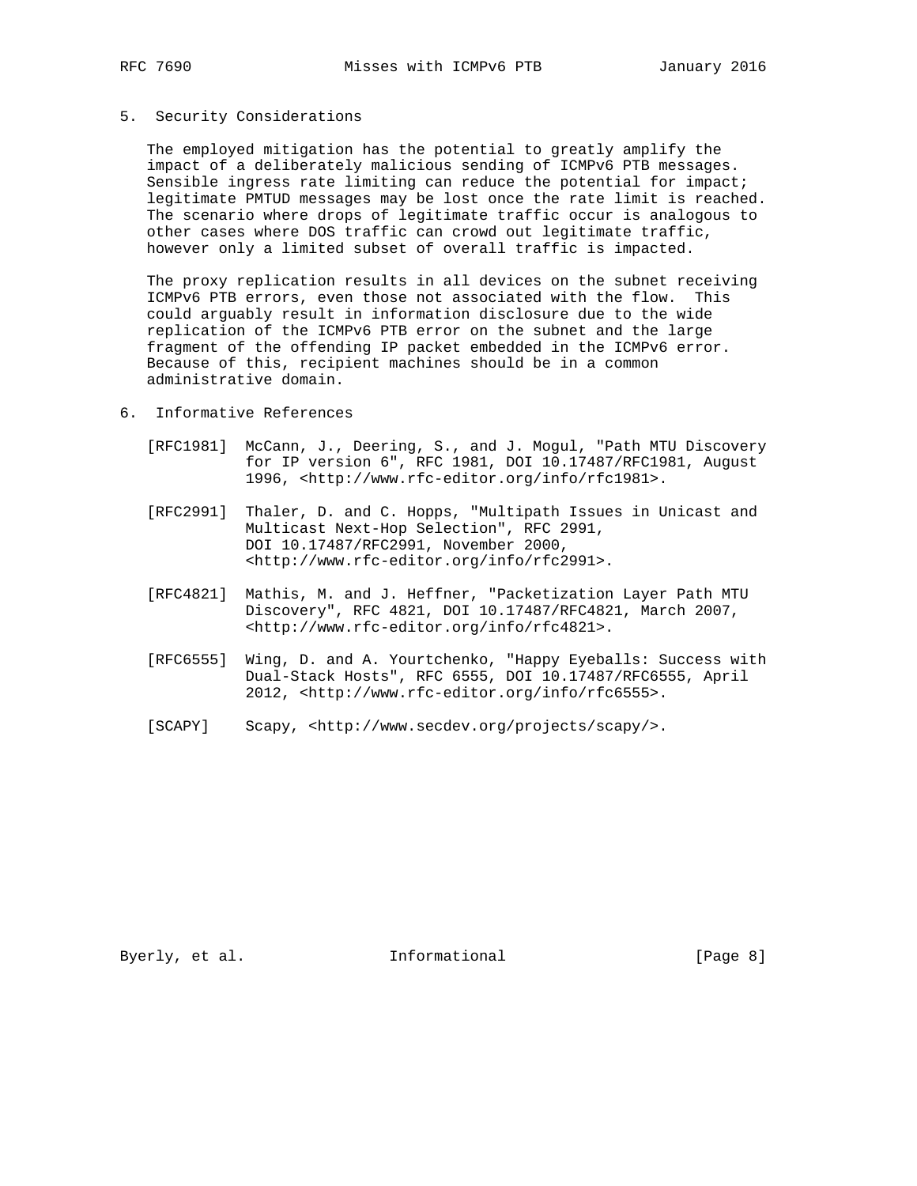## 5. Security Considerations

The employed mitigation has the potential to greatly amplify the impact of a deliberately malicious sending of ICMPv6 PTB messages. Sensible ingress rate limiting can reduce the potential for impact; legitimate PMTUD messages may be lost once the rate limit is reached. The scenario where drops of legitimate traffic occur is analogous to other cases where DOS traffic can crowd out legitimate traffic, however only a limited subset of overall traffic is impacted.

The proxy replication results in all devices on the subnet receiving ICMPv6 PTB errors, even those not associated with the flow. This could arguably result in information disclosure due to the wide replication of the ICMPv6 PTB error on the subnet and the large fragment of the offending IP packet embedded in the ICMPv6 error. Because of this, recipient machines should be in a common administrative domain.

## 6. Informative References

[RFC1981] McCann, J., Deering, S., and J. Mogul, "Path MTU Discovery for IP version 6", RFC 1981, DOI 10.17487/RFC1981, August 1996, <http://www.rfc-editor.org/info/rfc1981>.

[RFC2991] Thaler, D. and C. Hopps, "Multipath Issues in Unicast and Multicast Next-Hop Selection", RFC 2991, DOI 10.17487/RFC2991, November 2000, <http://www.rfc-editor.org/info/rfc2991>.

[RFC4821] Mathis, M. and J. Heffner, "Packetization Layer Path MTU Discovery", RFC 4821, DOI 10.17487/RFC4821, March 2007, <http://www.rfc-editor.org/info/rfc4821>.

[RFC6555] Wing, D. and A. Yourtchenko, "Happy Eyeballs: Success with Dual-Stack Hosts", RFC 6555, DOI 10.17487/RFC6555, April 2012, <http://www.rfc-editor.org/info/rfc6555>.

[SCAPY] Scapy, <http://www.secdev.org/projects/scapy/>.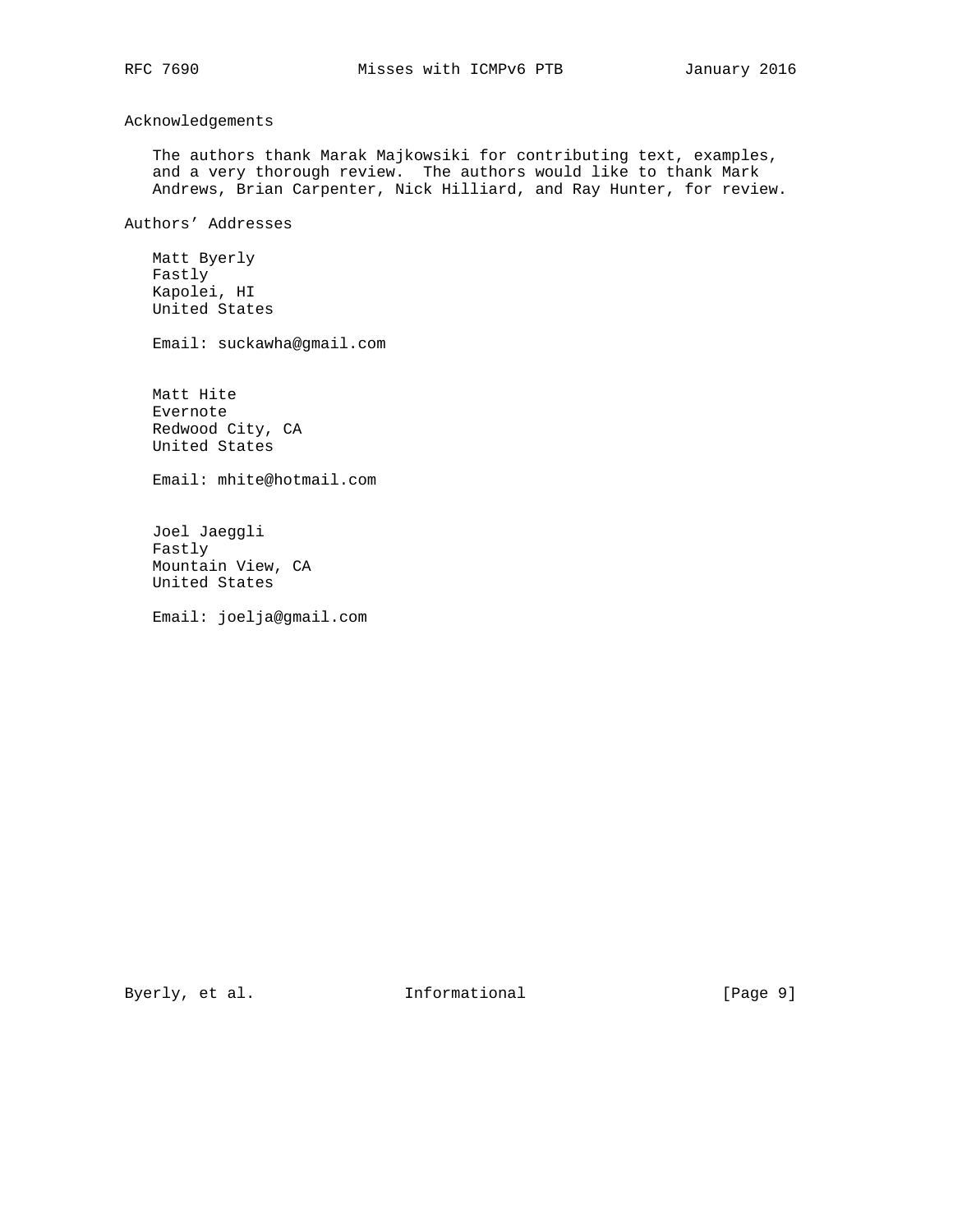## Acknowledgements

The authors thank Marak Majkowsiki for contributing text, examples, and a very thorough review. The authors would like to thank Mark Andrews, Brian Carpenter, Nick Hilliard, and Ray Hunter, for review.

## Authors' Addresses

Matt Byerly
Fastly
Kapolei, HI
United States

Email: suckawha@gmail.com

Matt Hite
Evernote
Redwood City, CA
United States

Email: mhite@hotmail.com

Joel Jaeggli
Fastly
Mountain View, CA
United States

Email: joelja@gmail.com